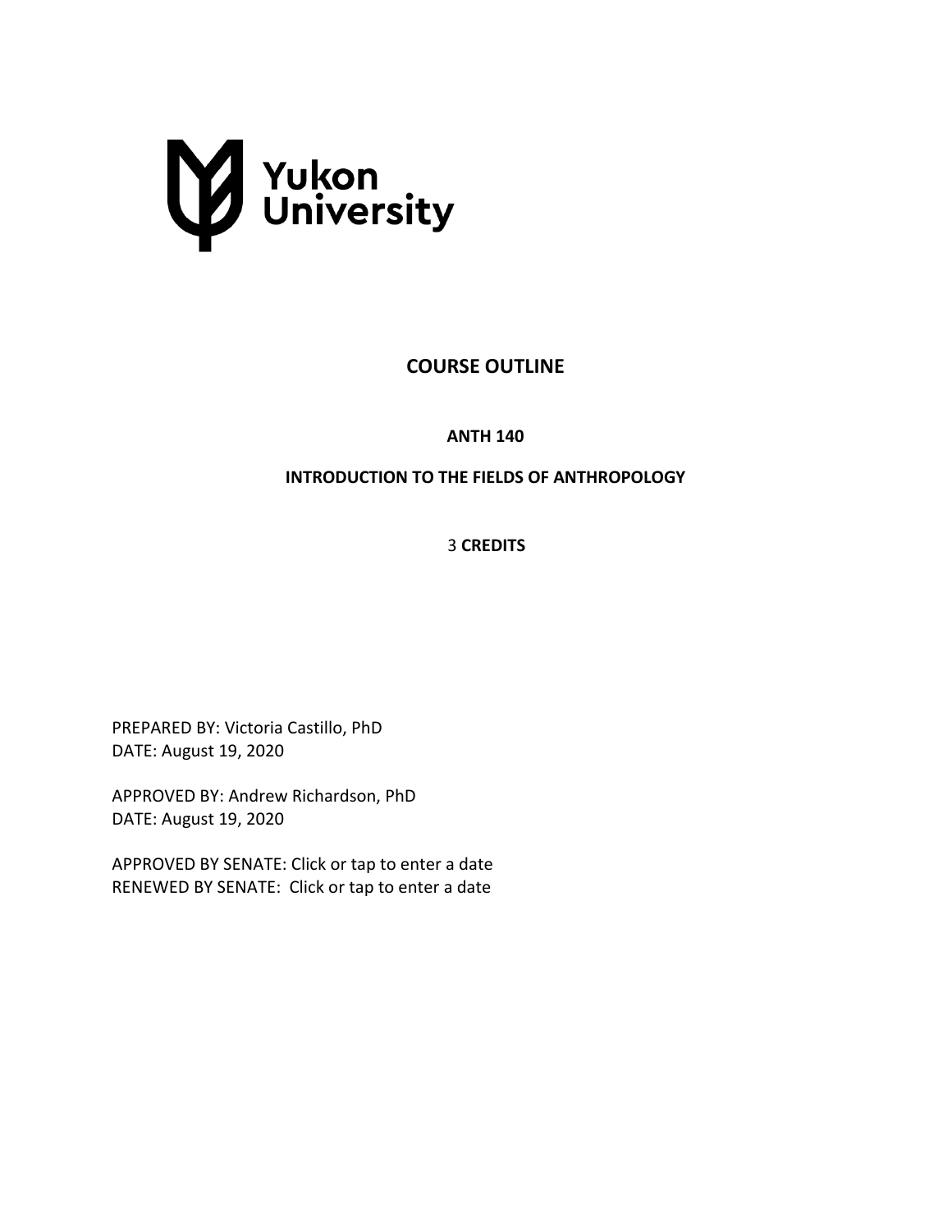Yukon University

# COURSE OUTLINE

## ANTH 140

## INTRODUCTION TO THE FIELDS OF ANTHROPOLOGY

3 **CREDITS**

PREPARED BY: Victoria Castillo, PhD
DATE: August 19, 2020

APPROVED BY: Andrew Richardson, PhD
DATE: August 19, 2020

APPROVED BY SENATE: Click or tap to enter a date
RENEWED BY SENATE: Click or tap to enter a date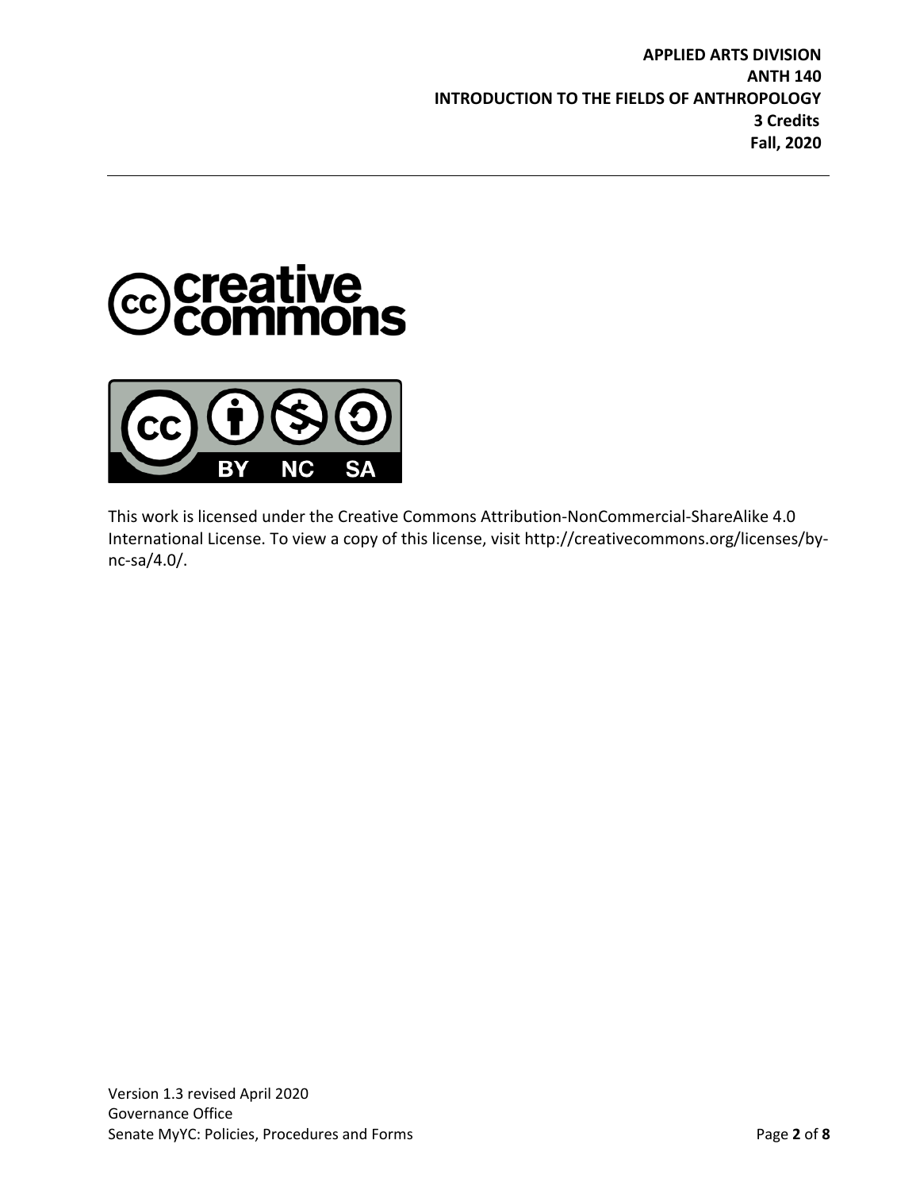This work is licensed under the Creative Commons Attribution-NonCommercial-ShareAlike 4.0 International License. To view a copy of this license, visit http://creativecommons.org/licenses/by-nc-sa/4.0/.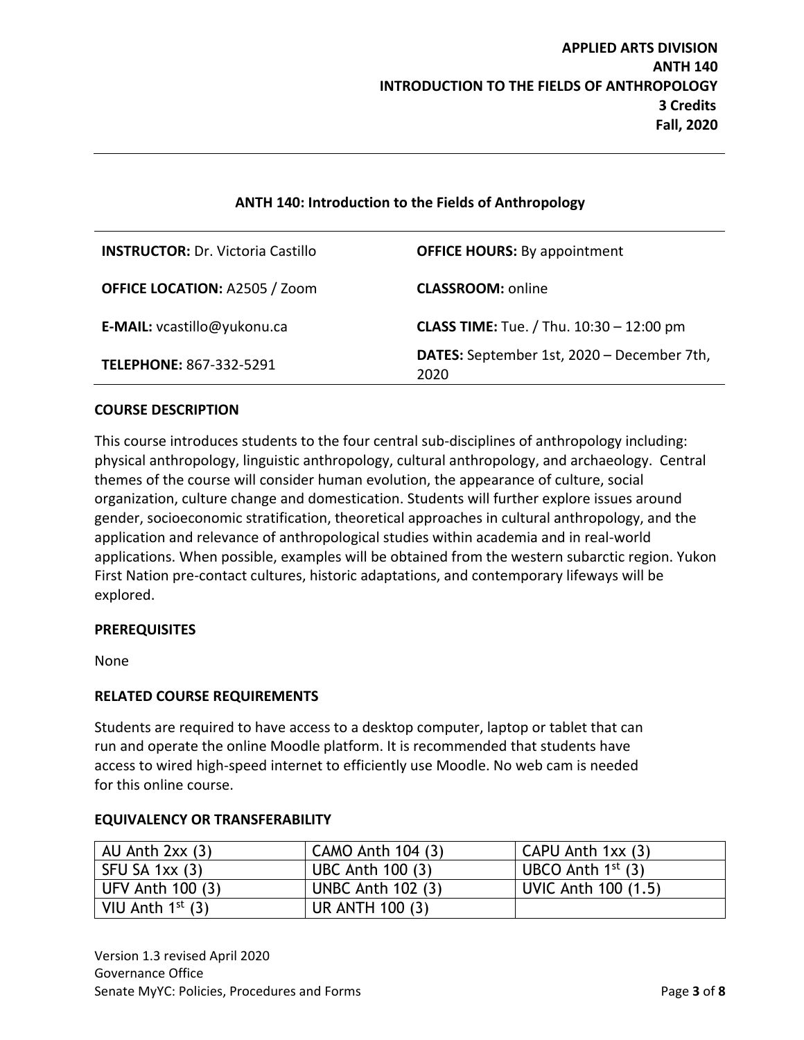**APPLIED ARTS DIVISION**
**ANTH 140**
**INTRODUCTION TO THE FIELDS OF ANTHROPOLOGY**
**3 Credits**
**Fall, 2020**

## ANTH 140: Introduction to the Fields of Anthropology

| | |
|---|---|
| **INSTRUCTOR:** Dr. Victoria Castillo | **OFFICE HOURS:** By appointment |
| **OFFICE LOCATION:** A2505 / Zoom | **CLASSROOM:** online |
| **E-MAIL:** vcastillo@yukonu.ca | **CLASS TIME:** Tue. / Thu. 10:30 – 12:00 pm |
| **TELEPHONE:** 867-332-5291 | **DATES:** September 1st, 2020 – December 7th, 2020 |

### COURSE DESCRIPTION

This course introduces students to the four central sub-disciplines of anthropology including: physical anthropology, linguistic anthropology, cultural anthropology, and archaeology. Central themes of the course will consider human evolution, the appearance of culture, social organization, culture change and domestication. Students will further explore issues around gender, socioeconomic stratification, theoretical approaches in cultural anthropology, and the application and relevance of anthropological studies within academia and in real-world applications. When possible, examples will be obtained from the western subarctic region. Yukon First Nation pre-contact cultures, historic adaptations, and contemporary lifeways will be explored.

### PREREQUISITES

None

### RELATED COURSE REQUIREMENTS

Students are required to have access to a desktop computer, laptop or tablet that can run and operate the online Moodle platform. It is recommended that students have access to wired high-speed internet to efficiently use Moodle. No web cam is needed for this online course.

### EQUIVALENCY OR TRANSFERABILITY

| | | |
|---|---|---|
| AU Anth 2xx (3) | CAMO Anth 104 (3) | CAPU Anth 1xx (3) |
| SFU SA 1xx (3) | UBC Anth 100 (3) | UBCO Anth 1st (3) |
| UFV Anth 100 (3) | UNBC Anth 102 (3) | UVIC Anth 100 (1.5) |
| VIU Anth 1st (3) | UR ANTH 100 (3) | |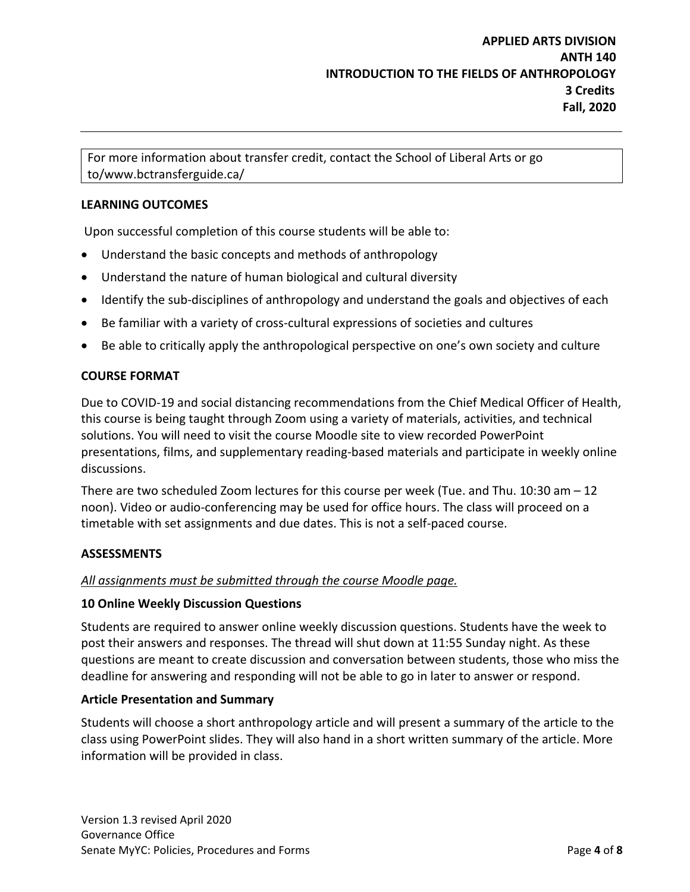For more information about transfer credit, contact the School of Liberal Arts or go to/www.bctransferguide.ca/

## LEARNING OUTCOMES

Upon successful completion of this course students will be able to:

- Understand the basic concepts and methods of anthropology
- Understand the nature of human biological and cultural diversity
- Identify the sub-disciplines of anthropology and understand the goals and objectives of each
- Be familiar with a variety of cross-cultural expressions of societies and cultures
- Be able to critically apply the anthropological perspective on one's own society and culture

## COURSE FORMAT

Due to COVID-19 and social distancing recommendations from the Chief Medical Officer of Health, this course is being taught through Zoom using a variety of materials, activities, and technical solutions. You will need to visit the course Moodle site to view recorded PowerPoint presentations, films, and supplementary reading-based materials and participate in weekly online discussions.

There are two scheduled Zoom lectures for this course per week (Tue. and Thu. 10:30 am – 12 noon). Video or audio-conferencing may be used for office hours. The class will proceed on a timetable with set assignments and due dates. This is not a self-paced course.

## ASSESSMENTS

*All assignments must be submitted through the course Moodle page.*

### 10 Online Weekly Discussion Questions

Students are required to answer online weekly discussion questions. Students have the week to post their answers and responses. The thread will shut down at 11:55 Sunday night. As these questions are meant to create discussion and conversation between students, those who miss the deadline for answering and responding will not be able to go in later to answer or respond.

### Article Presentation and Summary

Students will choose a short anthropology article and will present a summary of the article to the class using PowerPoint slides. They will also hand in a short written summary of the article. More information will be provided in class.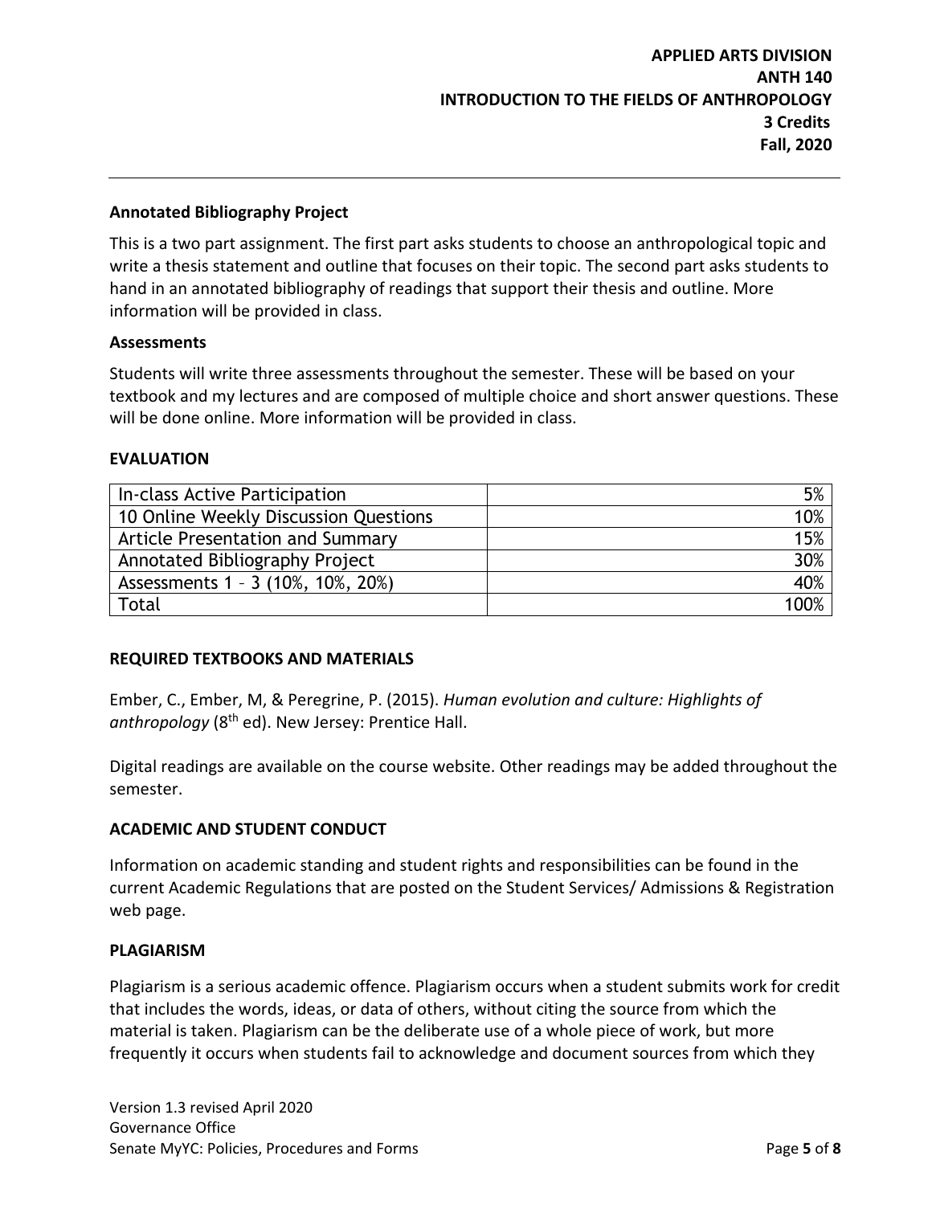### Annotated Bibliography Project

This is a two part assignment. The first part asks students to choose an anthropological topic and write a thesis statement and outline that focuses on their topic. The second part asks students to hand in an annotated bibliography of readings that support their thesis and outline. More information will be provided in class.

### Assessments

Students will write three assessments throughout the semester. These will be based on your textbook and my lectures and are composed of multiple choice and short answer questions. These will be done online. More information will be provided in class.

## EVALUATION

| In-class Active Participation | 5% |
|---|---:|
| 10 Online Weekly Discussion Questions | 10% |
| Article Presentation and Summary | 15% |
| Annotated Bibliography Project | 30% |
| Assessments 1 – 3 (10%, 10%, 20%) | 40% |
| Total | 100% |

## REQUIRED TEXTBOOKS AND MATERIALS

Ember, C., Ember, M, & Peregrine, P. (2015). *Human evolution and culture: Highlights of anthropology* (8th ed). New Jersey: Prentice Hall.

Digital readings are available on the course website. Other readings may be added throughout the semester.

## ACADEMIC AND STUDENT CONDUCT

Information on academic standing and student rights and responsibilities can be found in the current Academic Regulations that are posted on the Student Services/ Admissions & Registration web page.

## PLAGIARISM

Plagiarism is a serious academic offence. Plagiarism occurs when a student submits work for credit that includes the words, ideas, or data of others, without citing the source from which the material is taken. Plagiarism can be the deliberate use of a whole piece of work, but more frequently it occurs when students fail to acknowledge and document sources from which they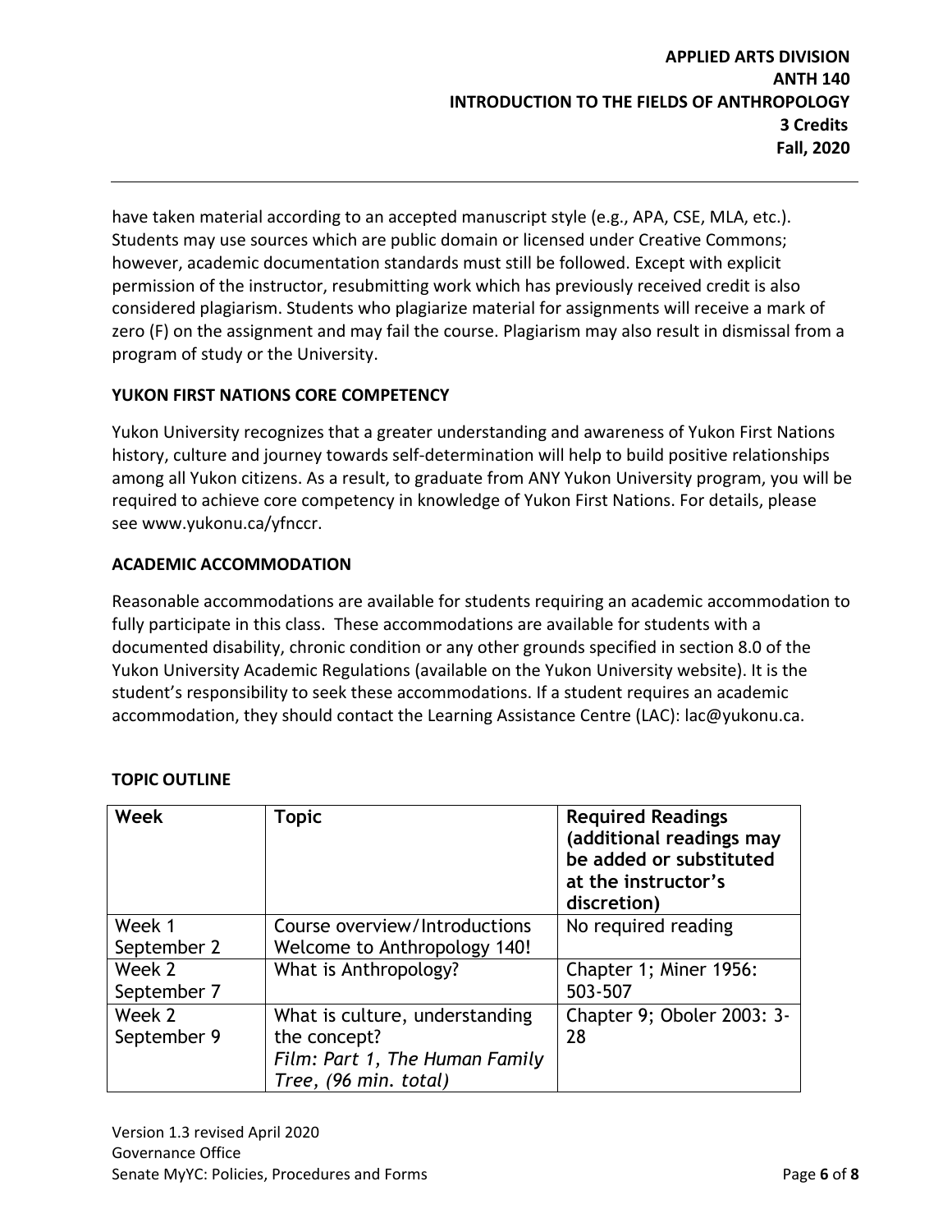have taken material according to an accepted manuscript style (e.g., APA, CSE, MLA, etc.). Students may use sources which are public domain or licensed under Creative Commons; however, academic documentation standards must still be followed. Except with explicit permission of the instructor, resubmitting work which has previously received credit is also considered plagiarism. Students who plagiarize material for assignments will receive a mark of zero (F) on the assignment and may fail the course. Plagiarism may also result in dismissal from a program of study or the University.

## YUKON FIRST NATIONS CORE COMPETENCY

Yukon University recognizes that a greater understanding and awareness of Yukon First Nations history, culture and journey towards self-determination will help to build positive relationships among all Yukon citizens. As a result, to graduate from ANY Yukon University program, you will be required to achieve core competency in knowledge of Yukon First Nations. For details, please see www.yukonu.ca/yfnccr.

## ACADEMIC ACCOMMODATION

Reasonable accommodations are available for students requiring an academic accommodation to fully participate in this class. These accommodations are available for students with a documented disability, chronic condition or any other grounds specified in section 8.0 of the Yukon University Academic Regulations (available on the Yukon University website). It is the student's responsibility to seek these accommodations. If a student requires an academic accommodation, they should contact the Learning Assistance Centre (LAC): lac@yukonu.ca.

## TOPIC OUTLINE

| Week | Topic | Required Readings (additional readings may be added or substituted at the instructor's discretion) |
|---|---|---|
| Week 1<br>September 2 | Course overview/Introductions<br>Welcome to Anthropology 140! | No required reading |
| Week 2<br>September 7 | What is Anthropology? | Chapter 1; Miner 1956: 503-507 |
| Week 2<br>September 9 | What is culture, understanding the concept?<br>*Film: Part 1, The Human Family Tree, (96 min. total)* | Chapter 9; Oboler 2003: 3-28 |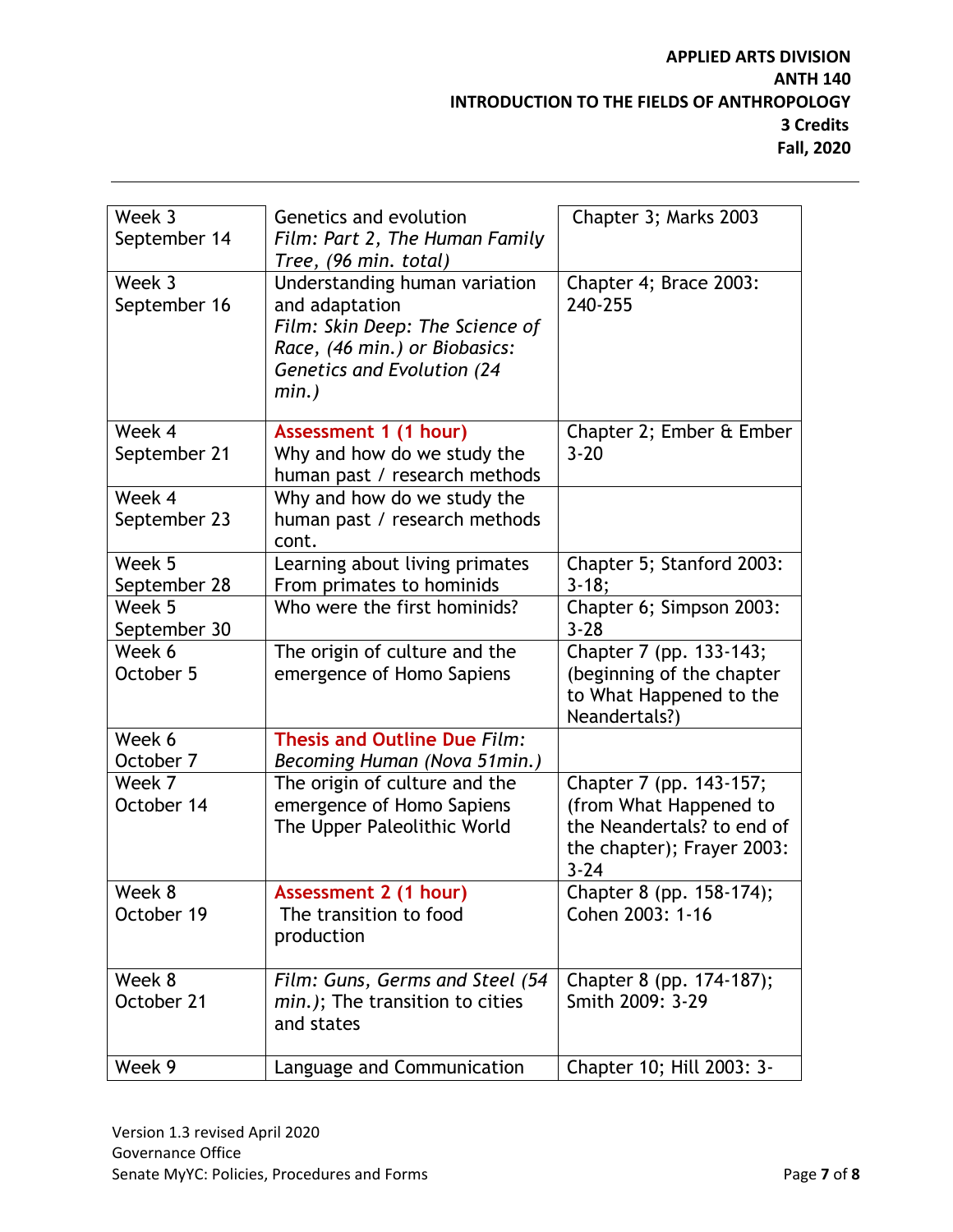| Week 3<br>September 14 | Genetics and evolution<br>*Film: Part 2, The Human Family Tree, (96 min. total)* | Chapter 3; Marks 2003 |
|---|---|---|
| Week 3<br>September 16 | Understanding human variation and adaptation<br>*Film: Skin Deep: The Science of Race, (46 min.) or Biobasics: Genetics and Evolution (24 min.)* | Chapter 4; Brace 2003: 240-255 |
| Week 4<br>September 21 | **Assessment 1 (1 hour)**<br>Why and how do we study the human past / research methods | Chapter 2; Ember & Ember 3-20 |
| Week 4<br>September 23 | Why and how do we study the human past / research methods cont. | |
| Week 5<br>September 28 | Learning about living primates<br>From primates to hominids | Chapter 5; Stanford 2003: 3-18; |
| Week 5<br>September 30 | Who were the first hominids? | Chapter 6; Simpson 2003: 3-28 |
| Week 6<br>October 5 | The origin of culture and the emergence of Homo Sapiens | Chapter 7 (pp. 133-143; (beginning of the chapter to What Happened to the Neandertals?) |
| Week 6<br>October 7 | **Thesis and Outline Due** *Film: Becoming Human (Nova 51min.)* | |
| Week 7<br>October 14 | The origin of culture and the emergence of Homo Sapiens<br>The Upper Paleolithic World | Chapter 7 (pp. 143-157; (from What Happened to the Neandertals? to end of the chapter); Frayer 2003: 3-24 |
| Week 8<br>October 19 | **Assessment 2 (1 hour)**<br>The transition to food production | Chapter 8 (pp. 158-174); Cohen 2003: 1-16 |
| Week 8<br>October 21 | *Film: Guns, Germs and Steel (54 min.)*; The transition to cities and states | Chapter 8 (pp. 174-187); Smith 2009: 3-29 |
| Week 9 | Language and Communication | Chapter 10; Hill 2003: 3- |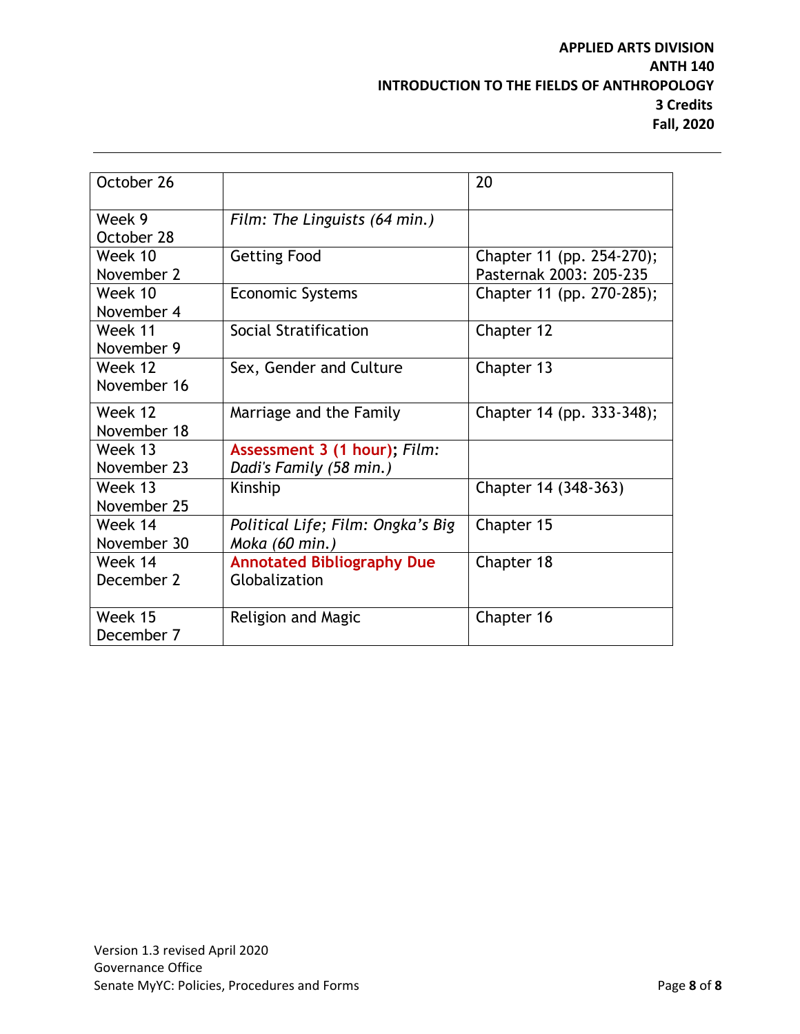| | | |
|---|---|---|
| October 26 | | 20 |
| Week 9 October 28 | *Film: The Linguists (64 min.)* | |
| Week 10 November 2 | Getting Food | Chapter 11 (pp. 254-270); Pasternak 2003: 205-235 |
| Week 10 November 4 | Economic Systems | Chapter 11 (pp. 270-285); |
| Week 11 November 9 | Social Stratification | Chapter 12 |
| Week 12 November 16 | Sex, Gender and Culture | Chapter 13 |
| Week 12 November 18 | Marriage and the Family | Chapter 14 (pp. 333-348); |
| Week 13 November 23 | **Assessment 3 (1 hour)**; *Film: Dadi's Family (58 min.)* | |
| Week 13 November 25 | Kinship | Chapter 14 (348-363) |
| Week 14 November 30 | *Political Life; Film: Ongka's Big Moka (60 min.)* | Chapter 15 |
| Week 14 December 2 | **Annotated Bibliography Due** Globalization | Chapter 18 |
| Week 15 December 7 | Religion and Magic | Chapter 16 |